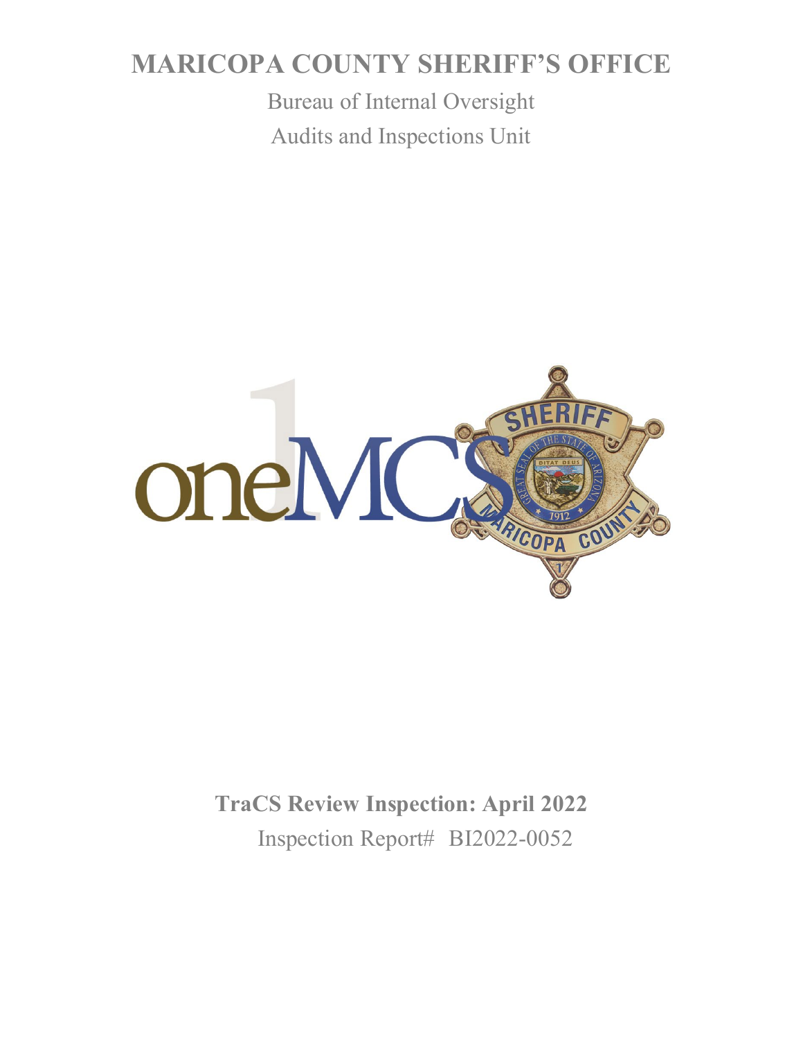# MARICOPA COUNTY SHERIFF'S OFFICE

Bureau of Internal Oversight

Audits and Inspections Unit

**TraCS Review Inspection: April 2022**

Inspection Report# BI2022-0052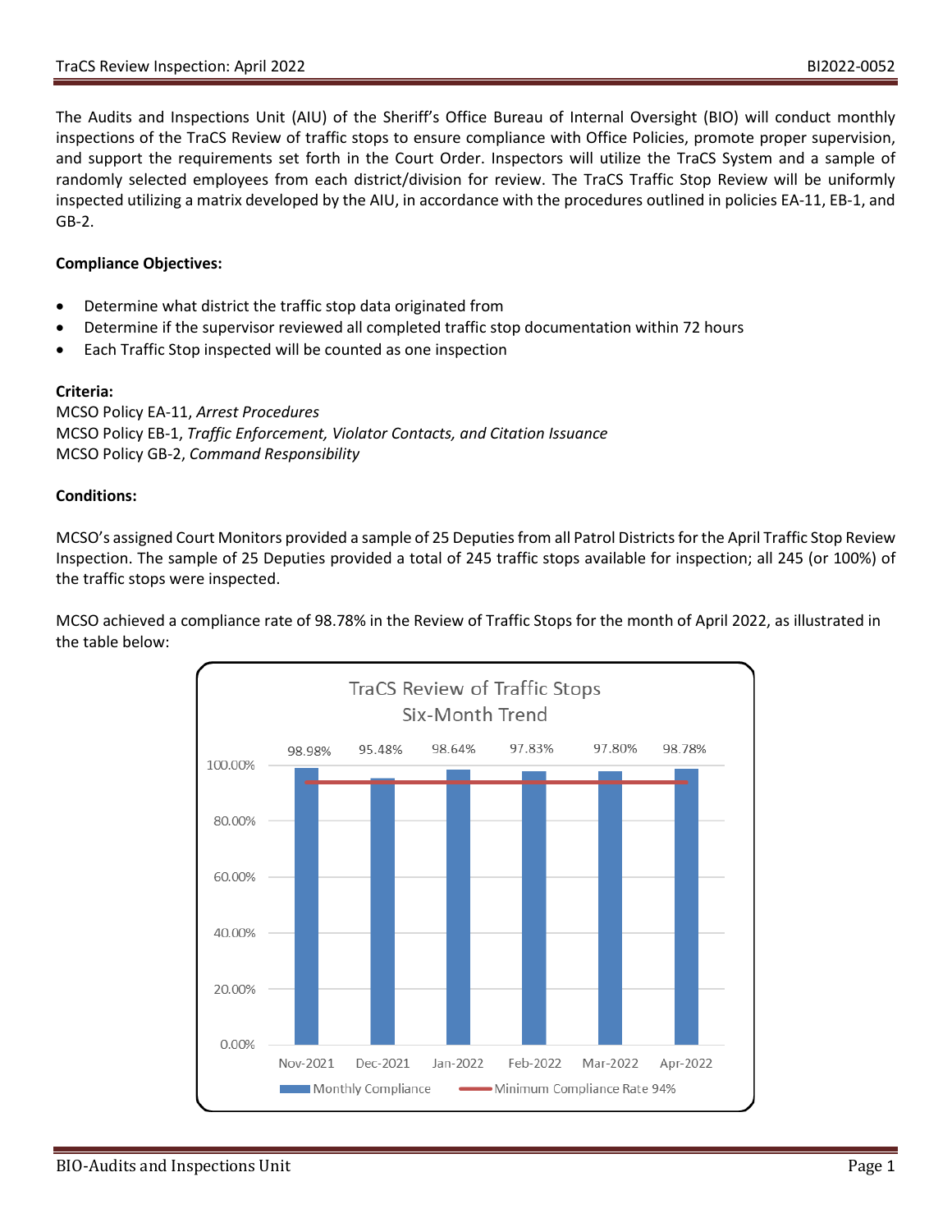The Audits and Inspections Unit (AIU) of the Sheriff's Office Bureau of Internal Oversight (BIO) will conduct monthly inspections of the TraCS Review of traffic stops to ensure compliance with Office Policies, promote proper supervision, and support the requirements set forth in the Court Order. Inspectors will utilize the TraCS System and a sample of randomly selected employees from each district/division for review. The TraCS Traffic Stop Review will be uniformly inspected utilizing a matrix developed by the AIU, in accordance with the procedures outlined in policies EA-11, EB-1, and GB-2.

**Compliance Objectives:**

- Determine what district the traffic stop data originated from
- Determine if the supervisor reviewed all completed traffic stop documentation within 72 hours
- Each Traffic Stop inspected will be counted as one inspection

**Criteria:**

MCSO Policy EA-11, *Arrest Procedures*
MCSO Policy EB-1, *Traffic Enforcement, Violator Contacts, and Citation Issuance*
MCSO Policy GB-2, *Command Responsibility*

**Conditions:**

MCSO's assigned Court Monitors provided a sample of 25 Deputies from all Patrol Districts for the April Traffic Stop Review Inspection. The sample of 25 Deputies provided a total of 245 traffic stops available for inspection; all 245 (or 100%) of the traffic stops were inspected.

MCSO achieved a compliance rate of 98.78% in the Review of Traffic Stops for the month of April 2022, as illustrated in the table below:

**TraCS Review of Traffic Stops Six-Month Trend**

| Month | Monthly Compliance | Minimum Compliance Rate |
|---|---|---|
| Nov-2021 | 98.98% | 94% |
| Dec-2021 | 95.48% | 94% |
| Jan-2022 | 98.64% | 94% |
| Feb-2022 | 97.83% | 94% |
| Mar-2022 | 97.80% | 94% |
| Apr-2022 | 98.78% | 94% |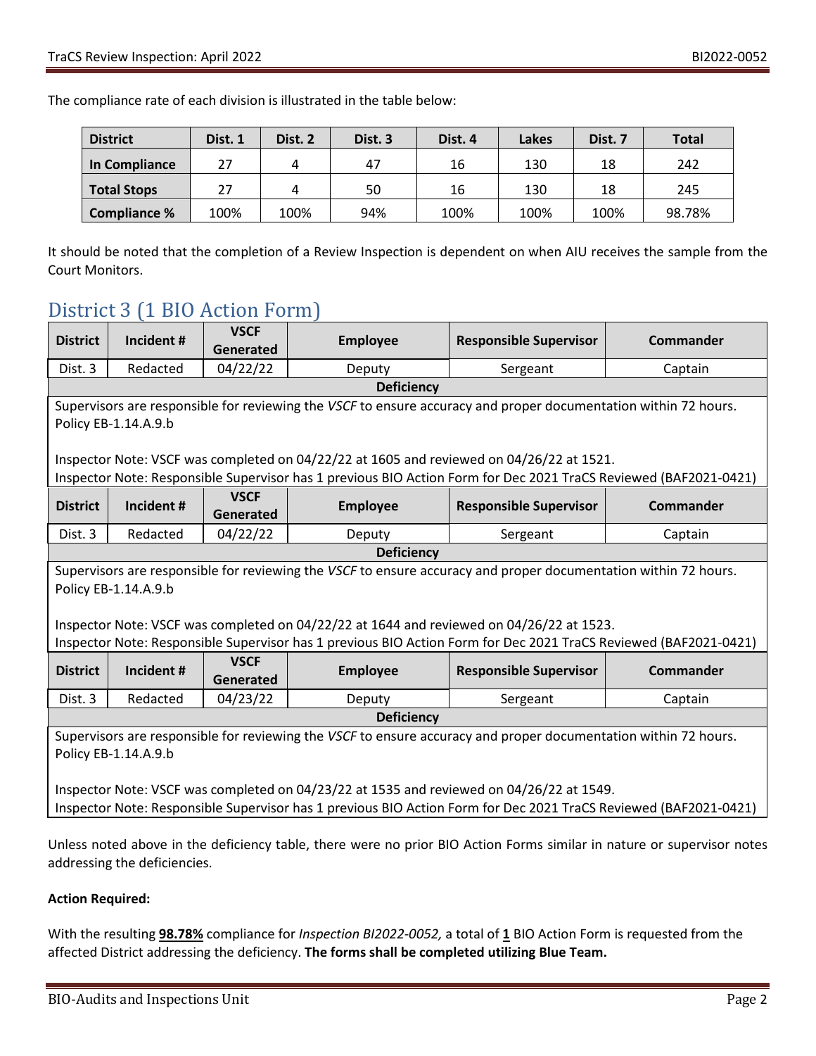The compliance rate of each division is illustrated in the table below:

| District | Dist. 1 | Dist. 2 | Dist. 3 | Dist. 4 | Lakes | Dist. 7 | Total |
|---|---|---|---|---|---|---|---|
| **In Compliance** | 27 | 4 | 47 | 16 | 130 | 18 | 242 |
| **Total Stops** | 27 | 4 | 50 | 16 | 130 | 18 | 245 |
| **Compliance %** | 100% | 100% | 94% | 100% | 100% | 100% | 98.78% |

It should be noted that the completion of a Review Inspection is dependent on when AIU receives the sample from the Court Monitors.

## District 3 (1 BIO Action Form)

| District | Incident # | VSCF Generated | Employee | Responsible Supervisor | Commander |
|---|---|---|---|---|---|
| Dist. 3 | Redacted | 04/22/22 | Deputy | Sergeant | Captain |

**Deficiency**

Supervisors are responsible for reviewing the *VSCF* to ensure accuracy and proper documentation within 72 hours. Policy EB-1.14.A.9.b

Inspector Note: VSCF was completed on 04/22/22 at 1605 and reviewed on 04/26/22 at 1521.
Inspector Note: Responsible Supervisor has 1 previous BIO Action Form for Dec 2021 TraCS Reviewed (BAF2021-0421)

| District | Incident # | VSCF Generated | Employee | Responsible Supervisor | Commander |
|---|---|---|---|---|---|
| Dist. 3 | Redacted | 04/22/22 | Deputy | Sergeant | Captain |

**Deficiency**

Supervisors are responsible for reviewing the *VSCF* to ensure accuracy and proper documentation within 72 hours. Policy EB-1.14.A.9.b

Inspector Note: VSCF was completed on 04/22/22 at 1644 and reviewed on 04/26/22 at 1523.
Inspector Note: Responsible Supervisor has 1 previous BIO Action Form for Dec 2021 TraCS Reviewed (BAF2021-0421)

| District | Incident # | VSCF Generated | Employee | Responsible Supervisor | Commander |
|---|---|---|---|---|---|
| Dist. 3 | Redacted | 04/23/22 | Deputy | Sergeant | Captain |

**Deficiency**

Supervisors are responsible for reviewing the *VSCF* to ensure accuracy and proper documentation within 72 hours. Policy EB-1.14.A.9.b

Inspector Note: VSCF was completed on 04/23/22 at 1535 and reviewed on 04/26/22 at 1549.
Inspector Note: Responsible Supervisor has 1 previous BIO Action Form for Dec 2021 TraCS Reviewed (BAF2021-0421)

Unless noted above in the deficiency table, there were no prior BIO Action Forms similar in nature or supervisor notes addressing the deficiencies.

**Action Required:**

With the resulting **98.78%** compliance for *Inspection BI2022-0052,* a total of **1** BIO Action Form is requested from the affected District addressing the deficiency. **The forms shall be completed utilizing Blue Team.**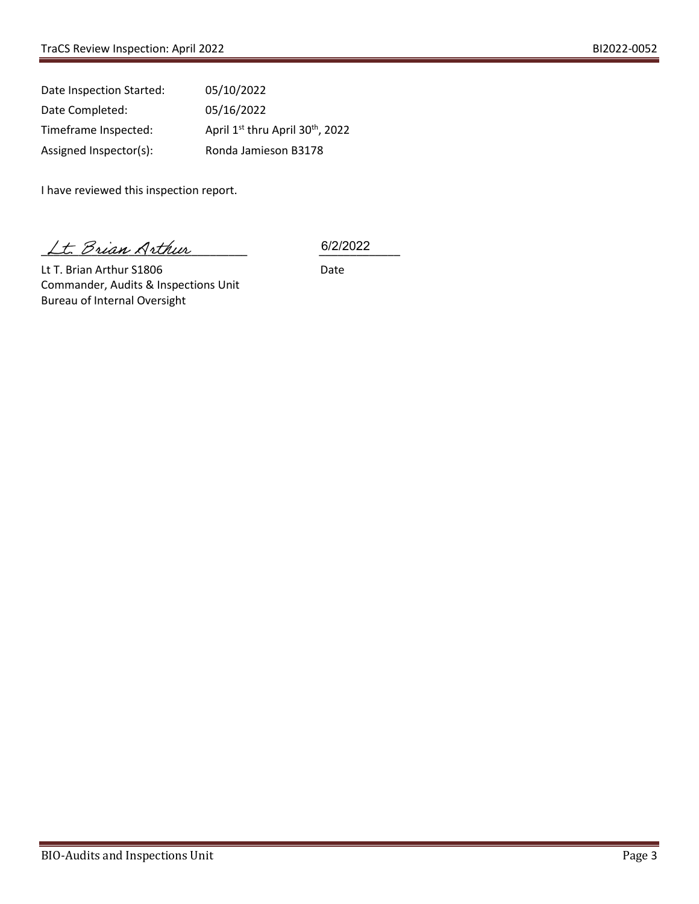| | |
|---|---|
| Date Inspection Started: | 05/10/2022 |
| Date Completed: | 05/16/2022 |
| Timeframe Inspected: | April 1st thru April 30th, 2022 |
| Assigned Inspector(s): | Ronda Jamieson B3178 |

I have reviewed this inspection report.

Lt. Brian Arthur ____________ 6/2/2022

Lt T. Brian Arthur S1806
Commander, Audits & Inspections Unit
Bureau of Internal Oversight

Date